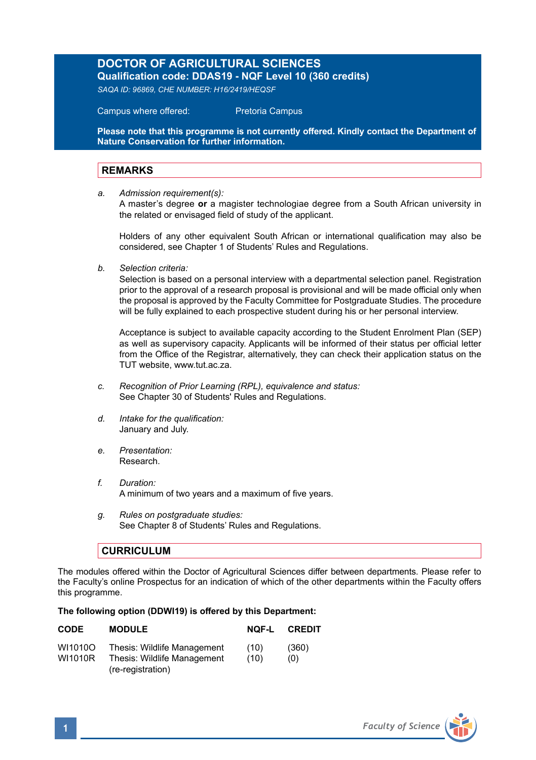# DOCTOR OF AGRICULTURAL SCIENCES

**Qualification code: DDAS19 - NQF Level 10 (360 credits)**

*SAQA ID: 96869, CHE NUMBER: H16/2419/HEQSF*

Campus where offered: Pretoria Campus

**Please note that this programme is not currently offered. Kindly contact the Department of Nature Conservation for further information.**

## REMARKS

*a. Admission requirement(s):*
A master's degree **or** a magister technologiae degree from a South African university in the related or envisaged field of study of the applicant.

Holders of any other equivalent South African or international qualification may also be considered, see Chapter 1 of Students' Rules and Regulations.

*b. Selection criteria:*
Selection is based on a personal interview with a departmental selection panel. Registration prior to the approval of a research proposal is provisional and will be made official only when the proposal is approved by the Faculty Committee for Postgraduate Studies. The procedure will be fully explained to each prospective student during his or her personal interview.

Acceptance is subject to available capacity according to the Student Enrolment Plan (SEP) as well as supervisory capacity. Applicants will be informed of their status per official letter from the Office of the Registrar, alternatively, they can check their application status on the TUT website, www.tut.ac.za.

*c. Recognition of Prior Learning (RPL), equivalence and status:*
See Chapter 30 of Students' Rules and Regulations.

*d. Intake for the qualification:*
January and July.

*e. Presentation:*
Research.

*f. Duration:*
A minimum of two years and a maximum of five years.

*g. Rules on postgraduate studies:*
See Chapter 8 of Students' Rules and Regulations.

## CURRICULUM

The modules offered within the Doctor of Agricultural Sciences differ between departments. Please refer to the Faculty's online Prospectus for an indication of which of the other departments within the Faculty offers this programme.

**The following option (DDWI19) is offered by this Department:**

| CODE | MODULE | NQF-L | CREDIT |
|---|---|---|---|
| WI1010O | Thesis: Wildlife Management | (10) | (360) |
| WI1010R | Thesis: Wildlife Management (re-registration) | (10) | (0) |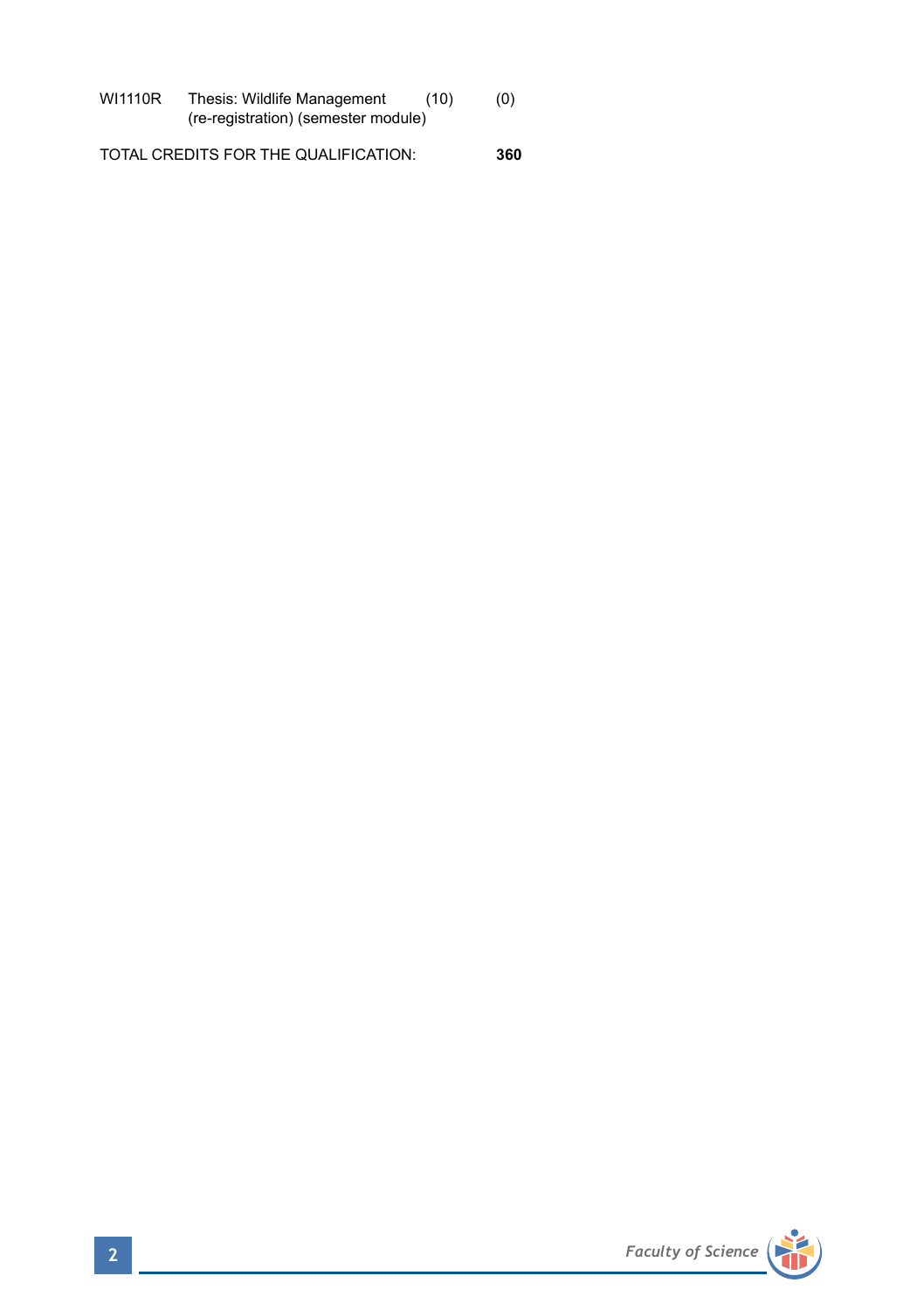| | | | |
|---|---|---|---|
| WI1110R | Thesis: Wildlife Management (re-registration) (semester module) | (10) | (0) |

TOTAL CREDITS FOR THE QUALIFICATION: **360**